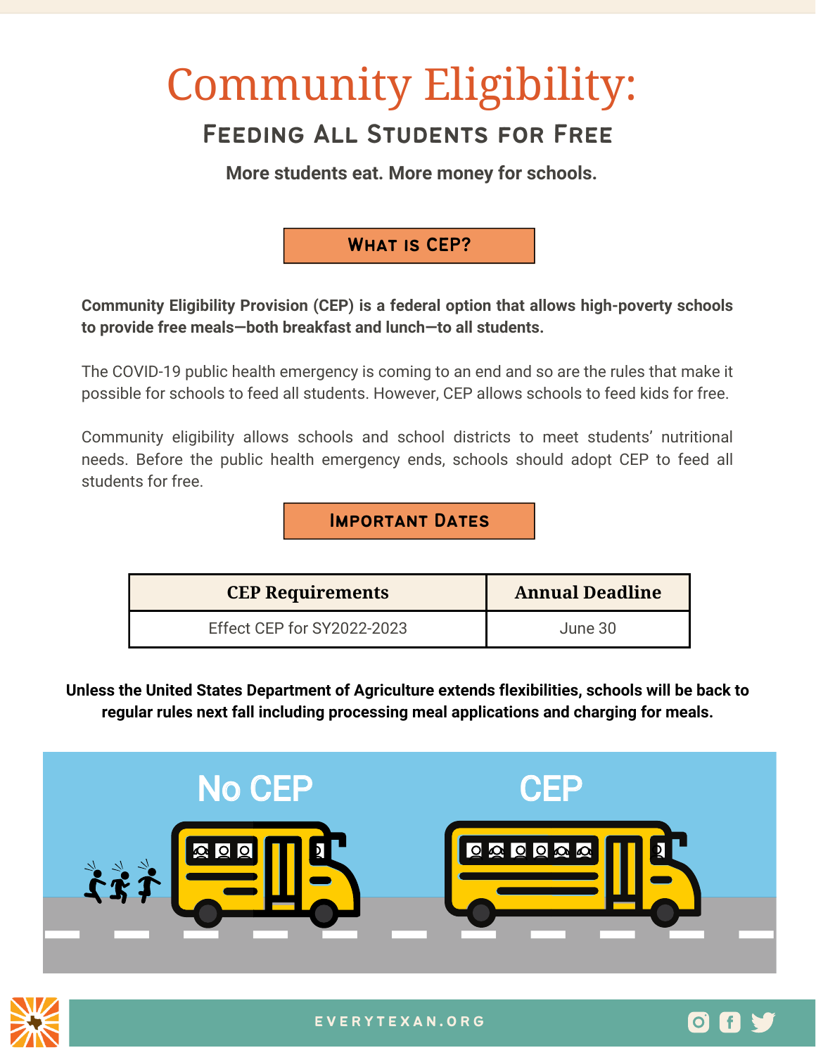# Community Eligibility:

## Feeding All Students for Free

**More students eat. More money for schools.**

### What is CEP?

**Community Eligibility Provision (CEP) is a federal option that allows high-poverty schools to provide free meals—both breakfast and lunch—to all students.**

The COVID-19 public health emergency is coming to an end and so are the rules that make it possible for schools to feed all students. However, CEP allows schools to feed kids for free.

Community eligibility allows schools and school districts to meet students' nutritional needs. Before the public health emergency ends, schools should adopt CEP to feed all students for free.

### Important Dates

| CEP Requirements | Annual Deadline |
| --- | --- |
| Effect CEP for SY2022-2023 | June 30 |

**Unless the United States Department of Agriculture extends flexibilities, schools will be back to regular rules next fall including processing meal applications and charging for meals.**

No CEP

CEP

EVERYTEXAN.ORG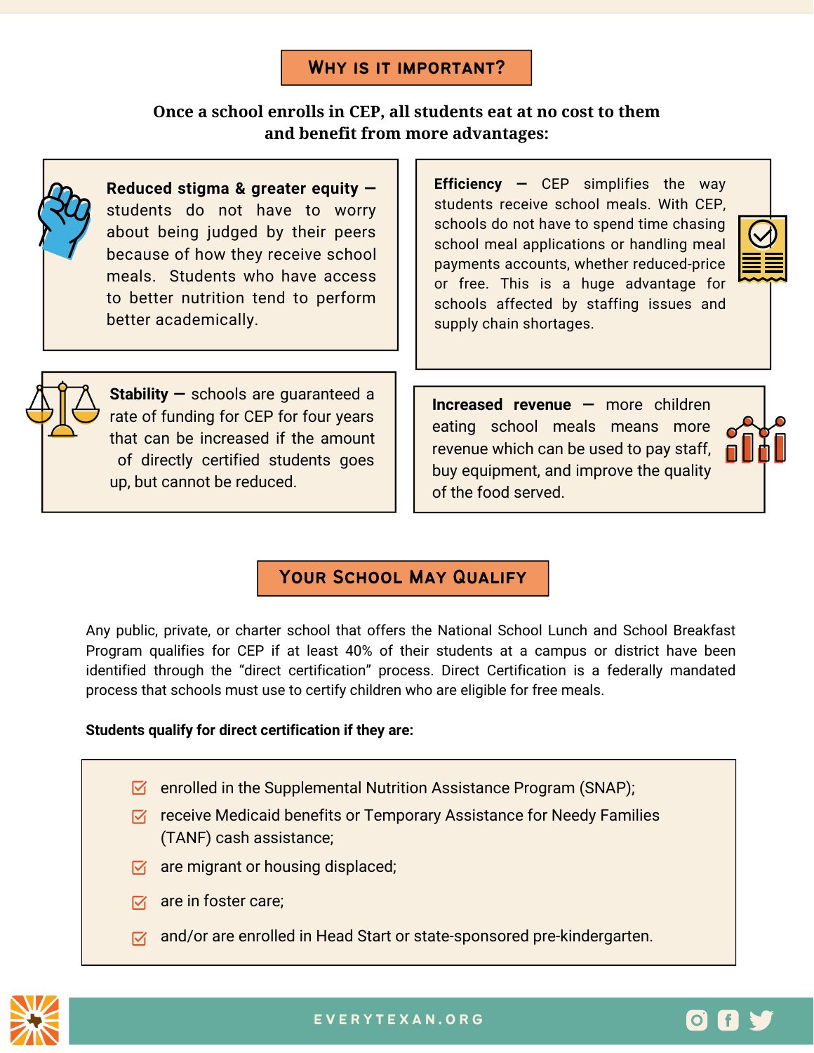## Why is it important?

**Once a school enrolls in CEP, all students eat at no cost to them and benefit from more advantages:**

**Reduced stigma & greater equity** — students do not have to worry about being judged by their peers because of how they receive school meals. Students who have access to better nutrition tend to perform better academically.

**Efficiency** — CEP simplifies the way students receive school meals. With CEP, schools do not have to spend time chasing school meal applications or handling meal payments accounts, whether reduced-price or free. This is a huge advantage for schools affected by staffing issues and supply chain shortages.

**Stability** — schools are guaranteed a rate of funding for CEP for four years that can be increased if the amount of directly certified students goes up, but cannot be reduced.

**Increased revenue** — more children eating school meals means more revenue which can be used to pay staff, buy equipment, and improve the quality of the food served.

## Your School May Qualify

Any public, private, or charter school that offers the National School Lunch and School Breakfast Program qualifies for CEP if at least 40% of their students at a campus or district have been identified through the "direct certification" process. Direct Certification is a federally mandated process that schools must use to certify children who are eligible for free meals.

**Students qualify for direct certification if they are:**

- enrolled in the Supplemental Nutrition Assistance Program (SNAP);
- receive Medicaid benefits or Temporary Assistance for Needy Families (TANF) cash assistance;
- are migrant or housing displaced;
- are in foster care;
- and/or are enrolled in Head Start or state-sponsored pre-kindergarten.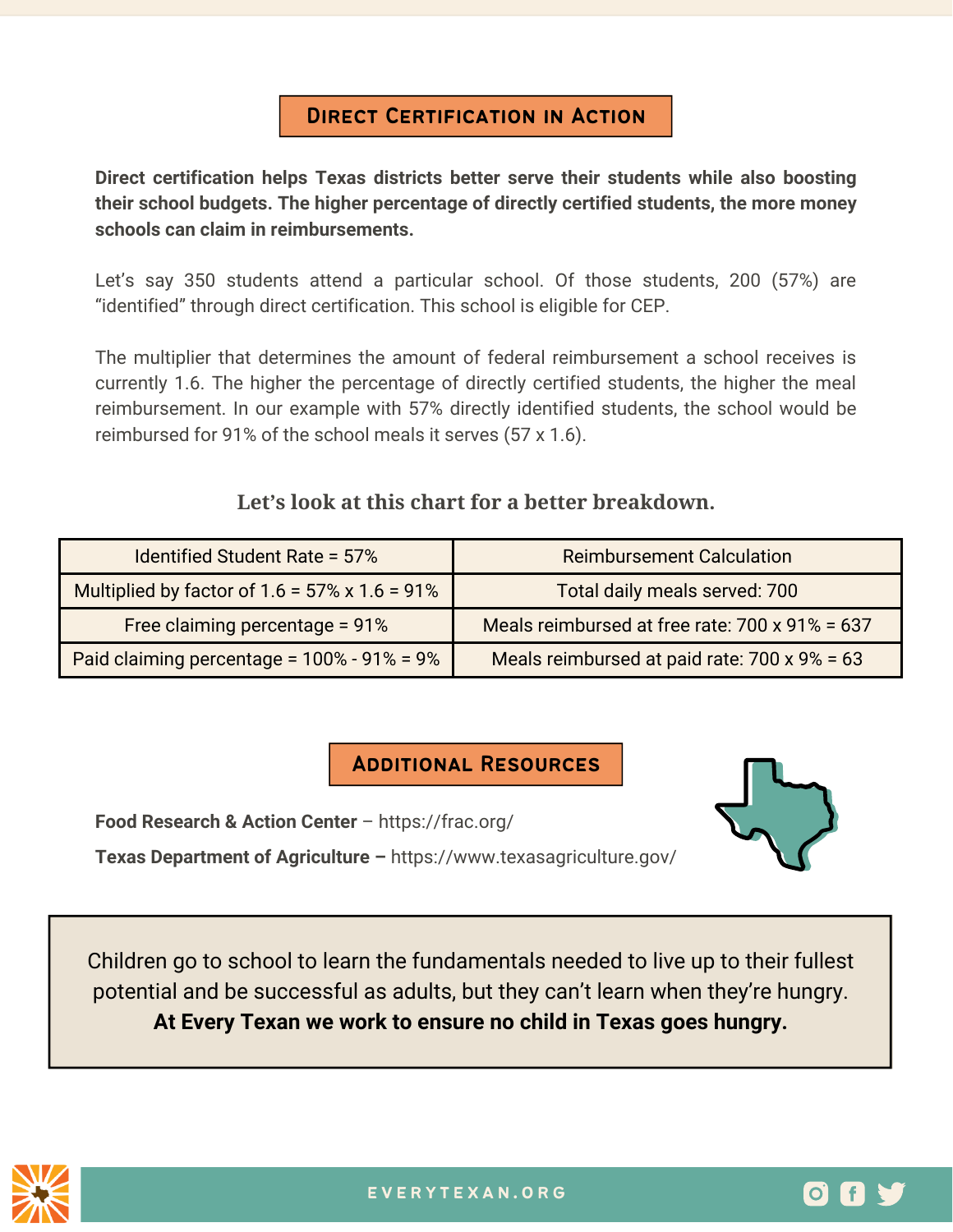## Direct Certification in Action

**Direct certification helps Texas districts better serve their students while also boosting their school budgets. The higher percentage of directly certified students, the more money schools can claim in reimbursements.**

Let's say 350 students attend a particular school. Of those students, 200 (57%) are "identified" through direct certification. This school is eligible for CEP.

The multiplier that determines the amount of federal reimbursement a school receives is currently 1.6. The higher the percentage of directly certified students, the higher the meal reimbursement. In our example with 57% directly identified students, the school would be reimbursed for 91% of the school meals it serves (57 x 1.6).

**Let's look at this chart for a better breakdown.**

| Identified Student Rate = 57% | Reimbursement Calculation |
|---|---|
| Multiplied by factor of 1.6 = 57% x 1.6 = 91% | Total daily meals served: 700 |
| Free claiming percentage = 91% | Meals reimbursed at free rate: 700 x 91% = 637 |
| Paid claiming percentage = 100% - 91% = 9% | Meals reimbursed at paid rate: 700 x 9% = 63 |

## Additional Resources

**Food Research & Action Center** – https://frac.org/

**Texas Department of Agriculture –** https://www.texasagriculture.gov/

Children go to school to learn the fundamentals needed to live up to their fullest potential and be successful as adults, but they can't learn when they're hungry. **At Every Texan we work to ensure no child in Texas goes hungry.**

EVERYTEXAN.ORG